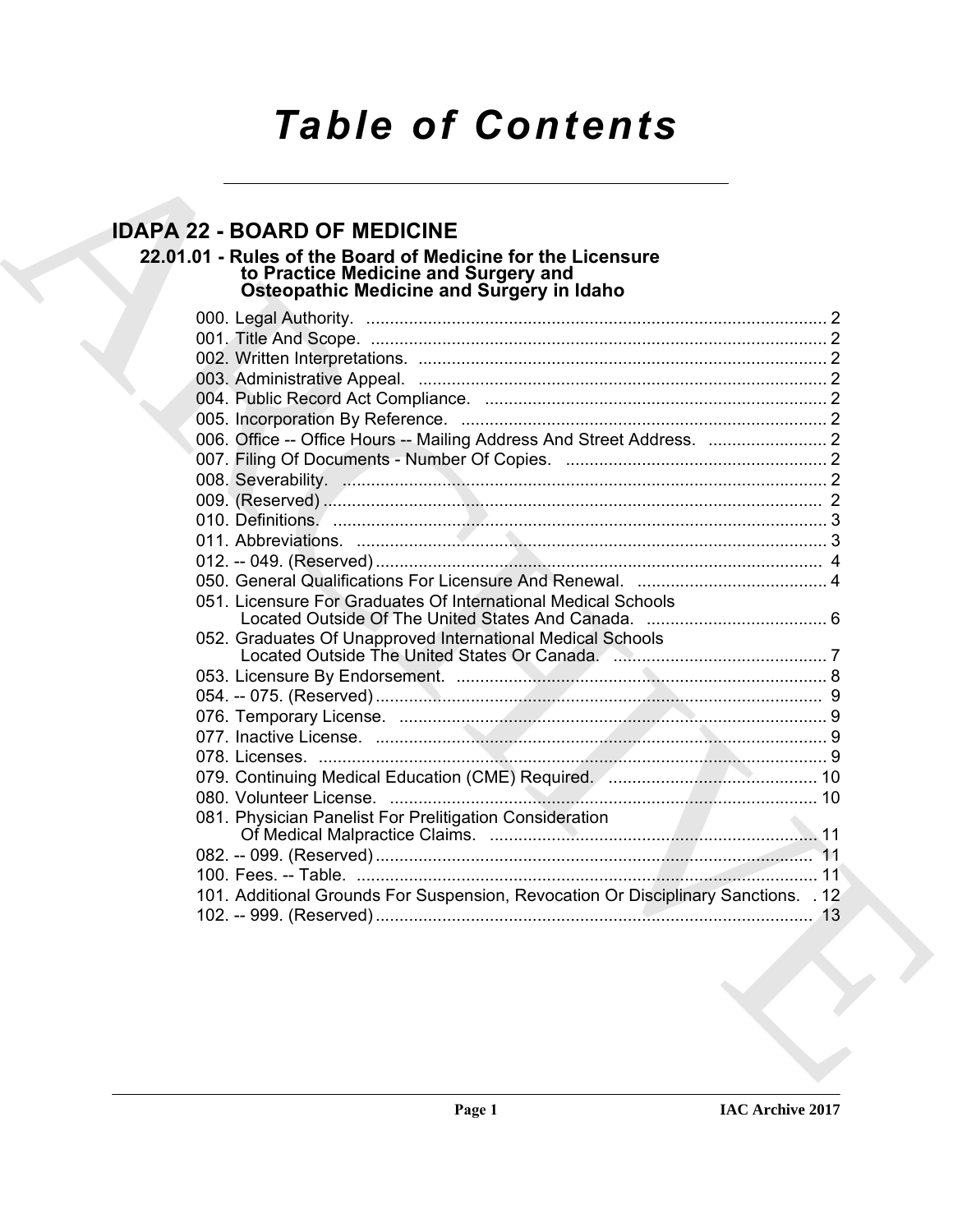# Table of Contents

## IDAPA 22 - BOARD OF MEDICINE

### 22.01.01 - Rules of the Board of Medicine for the Licensure to Practice Medicine and Surgery and Osteopathic Medicine and Surgery in Idaho

000. Legal Authority. ........ 2
001. Title And Scope. ........ 2
002. Written Interpretations. ........ 2
003. Administrative Appeal. ........ 2
004. Public Record Act Compliance. ........ 2
005. Incorporation By Reference. ........ 2
006. Office -- Office Hours -- Mailing Address And Street Address. ........ 2
007. Filing Of Documents - Number Of Copies. ........ 2
008. Severability. ........ 2
009. (Reserved) ........ 2
010. Definitions. ........ 3
011. Abbreviations. ........ 3
012. -- 049. (Reserved) ........ 4
050. General Qualifications For Licensure And Renewal. ........ 4
051. Licensure For Graduates Of International Medical Schools Located Outside Of The United States And Canada. ........ 6
052. Graduates Of Unapproved International Medical Schools Located Outside The United States Or Canada. ........ 7
053. Licensure By Endorsement. ........ 8
054. -- 075. (Reserved) ........ 9
076. Temporary License. ........ 9
077. Inactive License. ........ 9
078. Licenses. ........ 9
079. Continuing Medical Education (CME) Required. ........ 10
080. Volunteer License. ........ 10
081. Physician Panelist For Prelitigation Consideration Of Medical Malpractice Claims. ........ 11
082. -- 099. (Reserved) ........ 11
100. Fees. -- Table. ........ 11
101. Additional Grounds For Suspension, Revocation Or Disciplinary Sanctions. ........ 12
102. -- 999. (Reserved) ........ 13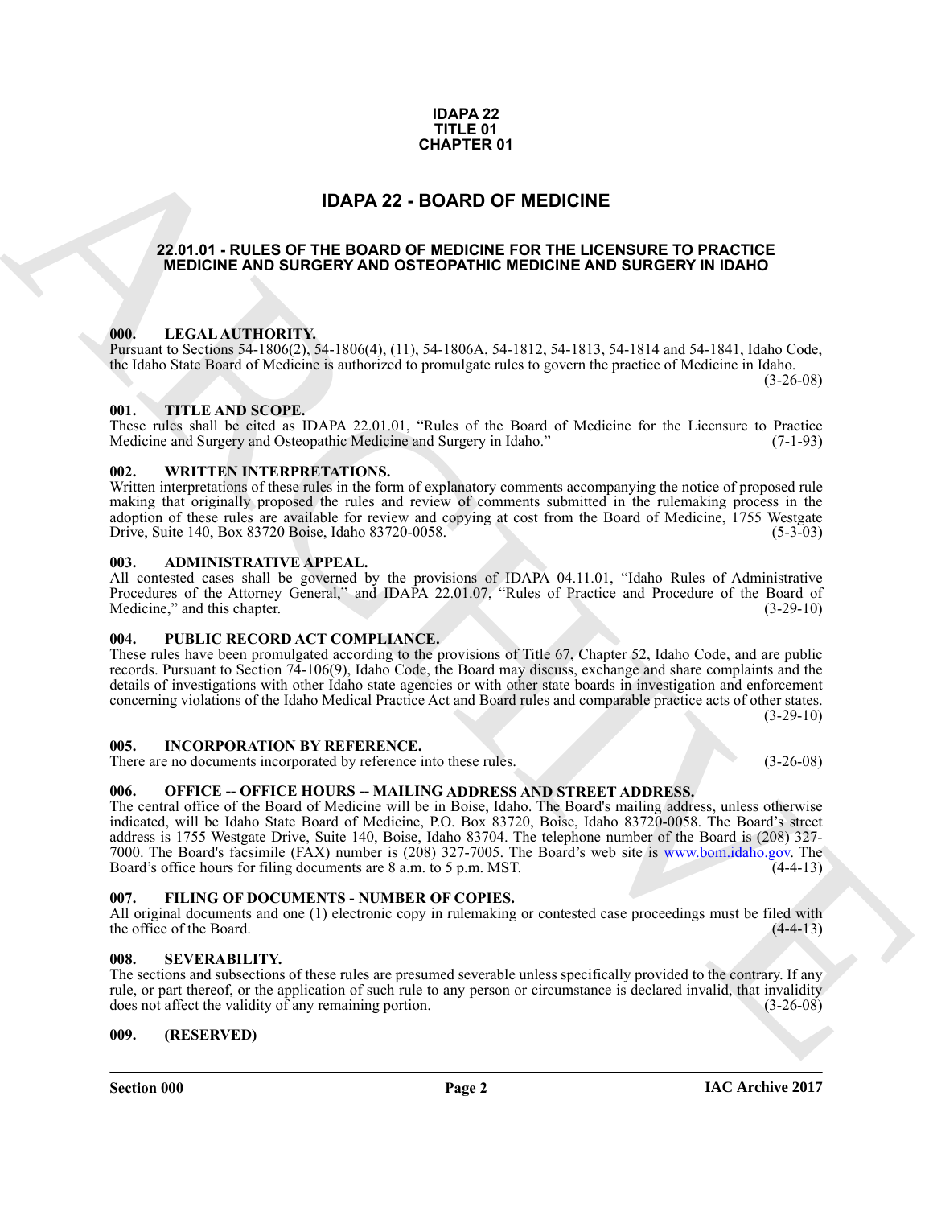**IDAPA 22**
**TITLE 01**
**CHAPTER 01**

# IDAPA 22 - BOARD OF MEDICINE

## 22.01.01 - RULES OF THE BOARD OF MEDICINE FOR THE LICENSURE TO PRACTICE MEDICINE AND SURGERY AND OSTEOPATHIC MEDICINE AND SURGERY IN IDAHO

### 000. LEGAL AUTHORITY.

Pursuant to Sections 54-1806(2), 54-1806(4), (11), 54-1806A, 54-1812, 54-1813, 54-1814 and 54-1841, Idaho Code, the Idaho State Board of Medicine is authorized to promulgate rules to govern the practice of Medicine in Idaho. (3-26-08)

### 001. TITLE AND SCOPE.

These rules shall be cited as IDAPA 22.01.01, "Rules of the Board of Medicine for the Licensure to Practice Medicine and Surgery and Osteopathic Medicine and Surgery in Idaho." (7-1-93)

### 002. WRITTEN INTERPRETATIONS.

Written interpretations of these rules in the form of explanatory comments accompanying the notice of proposed rule making that originally proposed the rules and review of comments submitted in the rulemaking process in the adoption of these rules are available for review and copying at cost from the Board of Medicine, 1755 Westgate Drive, Suite 140, Box 83720 Boise, Idaho 83720-0058. (5-3-03)

### 003. ADMINISTRATIVE APPEAL.

All contested cases shall be governed by the provisions of IDAPA 04.11.01, "Idaho Rules of Administrative Procedures of the Attorney General," and IDAPA 22.01.07, "Rules of Practice and Procedure of the Board of Medicine," and this chapter. (3-29-10)

### 004. PUBLIC RECORD ACT COMPLIANCE.

These rules have been promulgated according to the provisions of Title 67, Chapter 52, Idaho Code, and are public records. Pursuant to Section 74-106(9), Idaho Code, the Board may discuss, exchange and share complaints and the details of investigations with other Idaho state agencies or with other state boards in investigation and enforcement concerning violations of the Idaho Medical Practice Act and Board rules and comparable practice acts of other states. (3-29-10)

### 005. INCORPORATION BY REFERENCE.

There are no documents incorporated by reference into these rules. (3-26-08)

### 006. OFFICE -- OFFICE HOURS -- MAILING ADDRESS AND STREET ADDRESS.

The central office of the Board of Medicine will be in Boise, Idaho. The Board's mailing address, unless otherwise indicated, will be Idaho State Board of Medicine, P.O. Box 83720, Boise, Idaho 83720-0058. The Board's street address is 1755 Westgate Drive, Suite 140, Boise, Idaho 83704. The telephone number of the Board is (208) 327-7000. The Board's facsimile (FAX) number is (208) 327-7005. The Board's web site is www.bom.idaho.gov. The Board's office hours for filing documents are 8 a.m. to 5 p.m. MST. (4-4-13)

### 007. FILING OF DOCUMENTS - NUMBER OF COPIES.

All original documents and one (1) electronic copy in rulemaking or contested case proceedings must be filed with the office of the Board. (4-4-13)

### 008. SEVERABILITY.

The sections and subsections of these rules are presumed severable unless specifically provided to the contrary. If any rule, or part thereof, or the application of such rule to any person or circumstance is declared invalid, that invalidity does not affect the validity of any remaining portion. (3-26-08)

### 009. (RESERVED)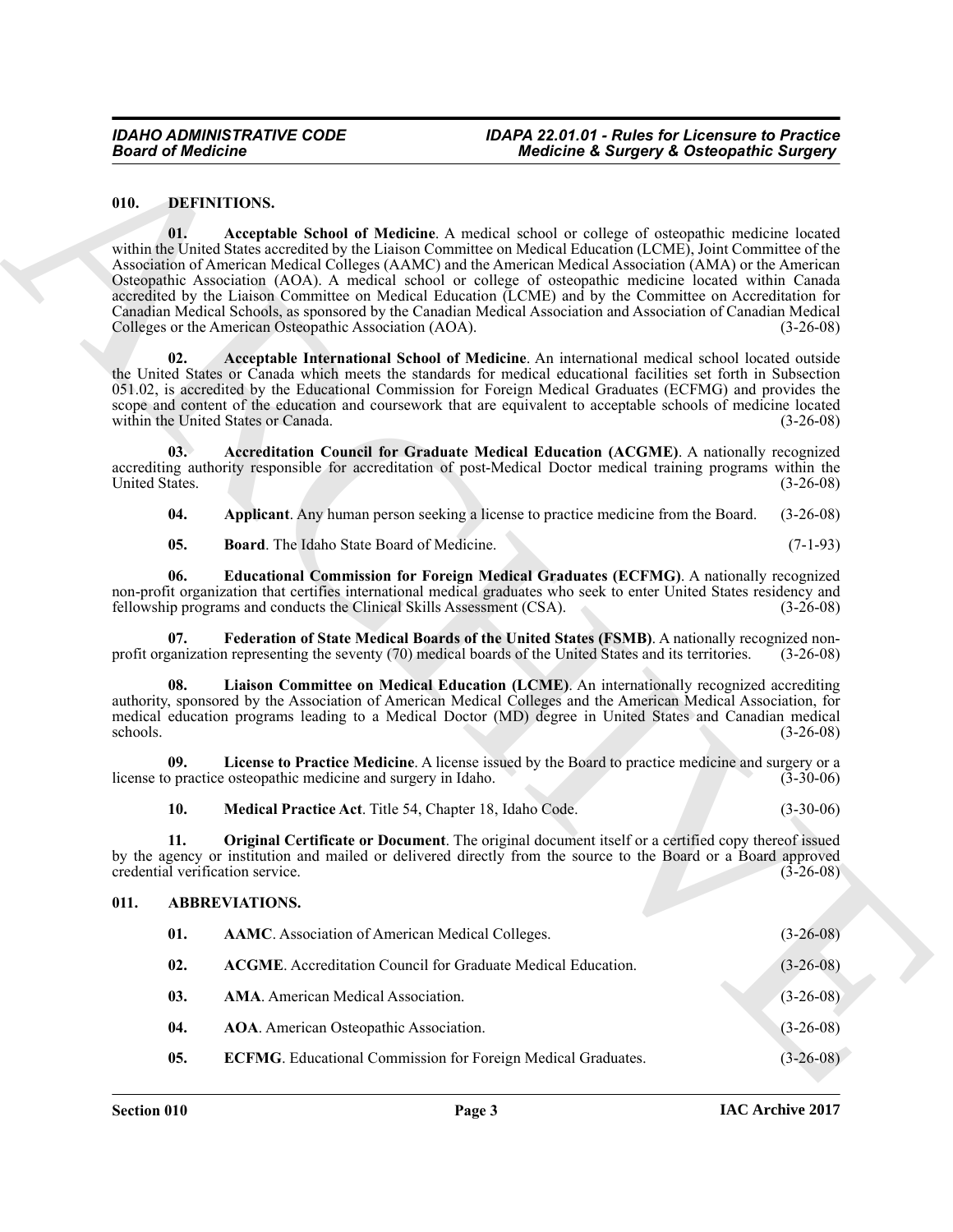## 010. DEFINITIONS.

**01. Acceptable School of Medicine**. A medical school or college of osteopathic medicine located within the United States accredited by the Liaison Committee on Medical Education (LCME), Joint Committee of the Association of American Medical Colleges (AAMC) and the American Medical Association (AMA) or the American Osteopathic Association (AOA). A medical school or college of osteopathic medicine located within Canada accredited by the Liaison Committee on Medical Education (LCME) and by the Committee on Accreditation for Canadian Medical Schools, as sponsored by the Canadian Medical Association and Association of Canadian Medical Colleges or the American Osteopathic Association (AOA). (3-26-08)

**02. Acceptable International School of Medicine**. An international medical school located outside the United States or Canada which meets the standards for medical educational facilities set forth in Subsection 051.02, is accredited by the Educational Commission for Foreign Medical Graduates (ECFMG) and provides the scope and content of the education and coursework that are equivalent to acceptable schools of medicine located within the United States or Canada. (3-26-08)

**03. Accreditation Council for Graduate Medical Education (ACGME)**. A nationally recognized accrediting authority responsible for accreditation of post-Medical Doctor medical training programs within the United States. (3-26-08)

**04. Applicant**. Any human person seeking a license to practice medicine from the Board. (3-26-08)

**05. Board**. The Idaho State Board of Medicine. (7-1-93)

**06. Educational Commission for Foreign Medical Graduates (ECFMG)**. A nationally recognized non-profit organization that certifies international medical graduates who seek to enter United States residency and fellowship programs and conducts the Clinical Skills Assessment (CSA). (3-26-08)

**07. Federation of State Medical Boards of the United States (FSMB)**. A nationally recognized non-profit organization representing the seventy (70) medical boards of the United States and its territories. (3-26-08)

**08. Liaison Committee on Medical Education (LCME)**. An internationally recognized accrediting authority, sponsored by the Association of American Medical Colleges and the American Medical Association, for medical education programs leading to a Medical Doctor (MD) degree in United States and Canadian medical schools. (3-26-08)

**09. License to Practice Medicine**. A license issued by the Board to practice medicine and surgery or a license to practice osteopathic medicine and surgery in Idaho. (3-30-06)

**10. Medical Practice Act**. Title 54, Chapter 18, Idaho Code. (3-30-06)

**11. Original Certificate or Document**. The original document itself or a certified copy thereof issued by the agency or institution and mailed or delivered directly from the source to the Board or a Board approved credential verification service. (3-26-08)

## 011. ABBREVIATIONS.

**01. AAMC**. Association of American Medical Colleges. (3-26-08)

**02. ACGME**. Accreditation Council for Graduate Medical Education. (3-26-08)

**03. AMA**. American Medical Association. (3-26-08)

**04. AOA**. American Osteopathic Association. (3-26-08)

**05. ECFMG**. Educational Commission for Foreign Medical Graduates. (3-26-08)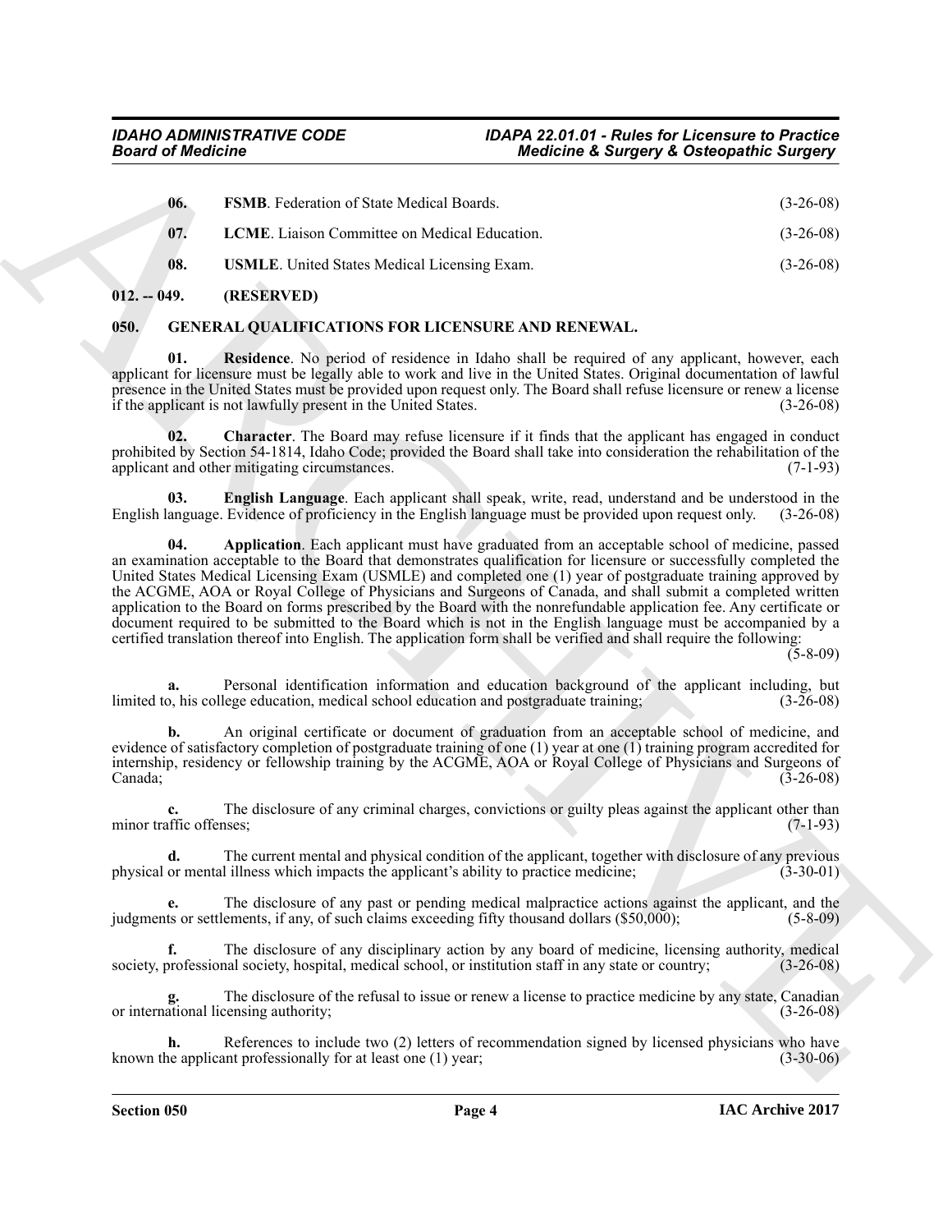**06. FSMB**. Federation of State Medical Boards. (3-26-08)

**07. LCME**. Liaison Committee on Medical Education. (3-26-08)

**08. USMLE**. United States Medical Licensing Exam. (3-26-08)

## 012. -- 049. (RESERVED)

## 050. GENERAL QUALIFICATIONS FOR LICENSURE AND RENEWAL.

**01. Residence**. No period of residence in Idaho shall be required of any applicant, however, each applicant for licensure must be legally able to work and live in the United States. Original documentation of lawful presence in the United States must be provided upon request only. The Board shall refuse licensure or renew a license if the applicant is not lawfully present in the United States. (3-26-08)

**02. Character**. The Board may refuse licensure if it finds that the applicant has engaged in conduct prohibited by Section 54-1814, Idaho Code; provided the Board shall take into consideration the rehabilitation of the applicant and other mitigating circumstances. (7-1-93)

**03. English Language**. Each applicant shall speak, write, read, understand and be understood in the English language. Evidence of proficiency in the English language must be provided upon request only. (3-26-08)

**04. Application**. Each applicant must have graduated from an acceptable school of medicine, passed an examination acceptable to the Board that demonstrates qualification for licensure or successfully completed the United States Medical Licensing Exam (USMLE) and completed one (1) year of postgraduate training approved by the ACGME, AOA or Royal College of Physicians and Surgeons of Canada, and shall submit a completed written application to the Board on forms prescribed by the Board with the nonrefundable application fee. Any certificate or document required to be submitted to the Board which is not in the English language must be accompanied by a certified translation thereof into English. The application form shall be verified and shall require the following: (5-8-09)

**a.** Personal identification information and education background of the applicant including, but limited to, his college education, medical school education and postgraduate training; (3-26-08)

**b.** An original certificate or document of graduation from an acceptable school of medicine, and evidence of satisfactory completion of postgraduate training of one (1) year at one (1) training program accredited for internship, residency or fellowship training by the ACGME, AOA or Royal College of Physicians and Surgeons of Canada; (3-26-08)

**c.** The disclosure of any criminal charges, convictions or guilty pleas against the applicant other than minor traffic offenses; (7-1-93)

**d.** The current mental and physical condition of the applicant, together with disclosure of any previous physical or mental illness which impacts the applicant's ability to practice medicine; (3-30-01)

**e.** The disclosure of any past or pending medical malpractice actions against the applicant, and the judgments or settlements, if any, of such claims exceeding fifty thousand dollars ($50,000); (5-8-09)

**f.** The disclosure of any disciplinary action by any board of medicine, licensing authority, medical society, professional society, hospital, medical school, or institution staff in any state or country; (3-26-08)

**g.** The disclosure of the refusal to issue or renew a license to practice medicine by any state, Canadian or international licensing authority; (3-26-08)

**h.** References to include two (2) letters of recommendation signed by licensed physicians who have known the applicant professionally for at least one (1) year; (3-30-06)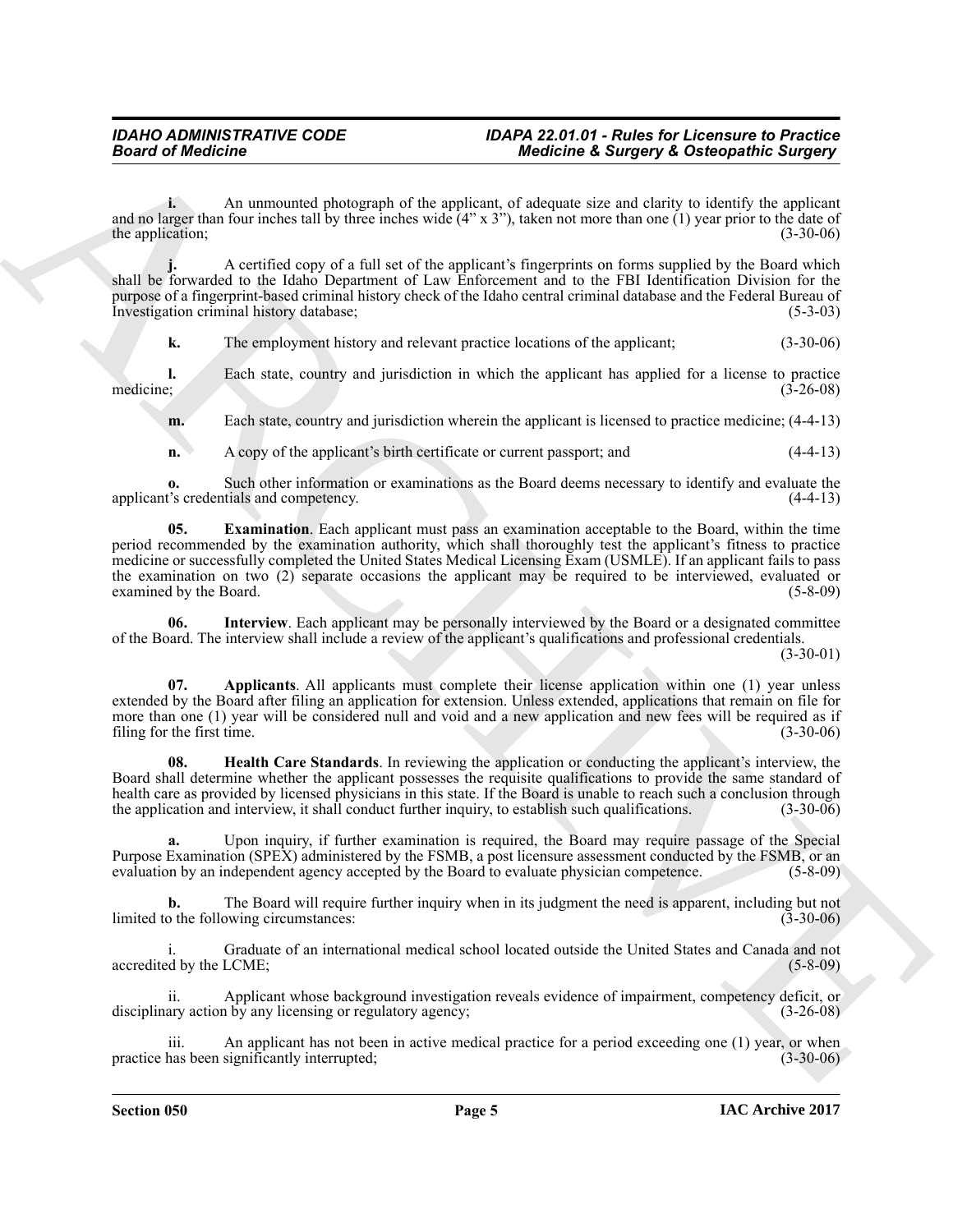**i.** An unmounted photograph of the applicant, of adequate size and clarity to identify the applicant and no larger than four inches tall by three inches wide (4" x 3"), taken not more than one (1) year prior to the date of the application; (3-30-06)

**j.** A certified copy of a full set of the applicant's fingerprints on forms supplied by the Board which shall be forwarded to the Idaho Department of Law Enforcement and to the FBI Identification Division for the purpose of a fingerprint-based criminal history check of the Idaho central criminal database and the Federal Bureau of Investigation criminal history database; (5-3-03)

**k.** The employment history and relevant practice locations of the applicant; (3-30-06)

**l.** Each state, country and jurisdiction in which the applicant has applied for a license to practice medicine; (3-26-08)

**m.** Each state, country and jurisdiction wherein the applicant is licensed to practice medicine; (4-4-13)

**n.** A copy of the applicant's birth certificate or current passport; and (4-4-13)

**o.** Such other information or examinations as the Board deems necessary to identify and evaluate the applicant's credentials and competency. (4-4-13)

**05. Examination**. Each applicant must pass an examination acceptable to the Board, within the time period recommended by the examination authority, which shall thoroughly test the applicant's fitness to practice medicine or successfully completed the United States Medical Licensing Exam (USMLE). If an applicant fails to pass the examination on two (2) separate occasions the applicant may be required to be interviewed, evaluated or examined by the Board. (5-8-09)

**06. Interview**. Each applicant may be personally interviewed by the Board or a designated committee of the Board. The interview shall include a review of the applicant's qualifications and professional credentials. (3-30-01)

**07. Applicants**. All applicants must complete their license application within one (1) year unless extended by the Board after filing an application for extension. Unless extended, applications that remain on file for more than one (1) year will be considered null and void and a new application and new fees will be required as if filing for the first time. (3-30-06)

**08. Health Care Standards**. In reviewing the application or conducting the applicant's interview, the Board shall determine whether the applicant possesses the requisite qualifications to provide the same standard of health care as provided by licensed physicians in this state. If the Board is unable to reach such a conclusion through the application and interview, it shall conduct further inquiry, to establish such qualifications. (3-30-06)

**a.** Upon inquiry, if further examination is required, the Board may require passage of the Special Purpose Examination (SPEX) administered by the FSMB, a post licensure assessment conducted by the FSMB, or an evaluation by an independent agency accepted by the Board to evaluate physician competence. (5-8-09)

**b.** The Board will require further inquiry when in its judgment the need is apparent, including but not limited to the following circumstances: (3-30-06)

i. Graduate of an international medical school located outside the United States and Canada and not accredited by the LCME; (5-8-09)

ii. Applicant whose background investigation reveals evidence of impairment, competency deficit, or disciplinary action by any licensing or regulatory agency; (3-26-08)

iii. An applicant has not been in active medical practice for a period exceeding one (1) year, or when practice has been significantly interrupted; (3-30-06)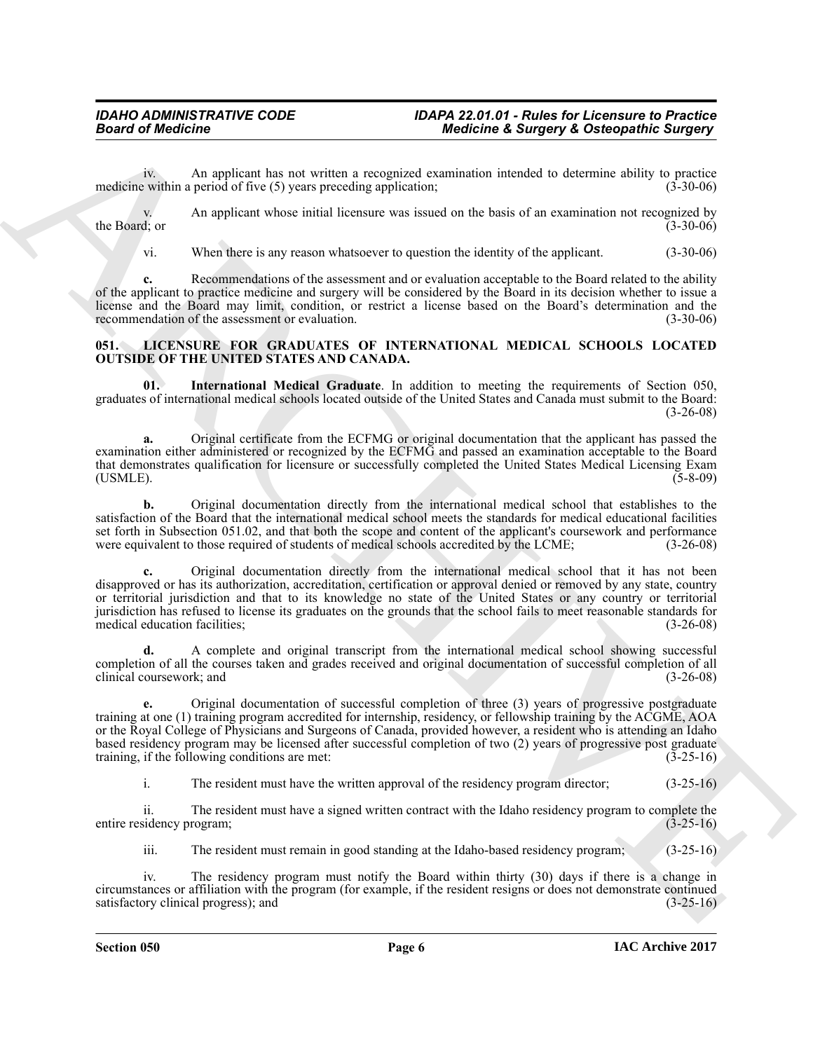iv. An applicant has not written a recognized examination intended to determine ability to practice medicine within a period of five (5) years preceding application; (3-30-06)

v. An applicant whose initial licensure was issued on the basis of an examination not recognized by the Board; or (3-30-06)

vi. When there is any reason whatsoever to question the identity of the applicant. (3-30-06)

**c.** Recommendations of the assessment and or evaluation acceptable to the Board related to the ability of the applicant to practice medicine and surgery will be considered by the Board in its decision whether to issue a license and the Board may limit, condition, or restrict a license based on the Board's determination and the recommendation of the assessment or evaluation. (3-30-06)

### 051. LICENSURE FOR GRADUATES OF INTERNATIONAL MEDICAL SCHOOLS LOCATED OUTSIDE OF THE UNITED STATES AND CANADA.

**01. International Medical Graduate**. In addition to meeting the requirements of Section 050, graduates of international medical schools located outside of the United States and Canada must submit to the Board: (3-26-08)

**a.** Original certificate from the ECFMG or original documentation that the applicant has passed the examination either administered or recognized by the ECFMG and passed an examination acceptable to the Board that demonstrates qualification for licensure or successfully completed the United States Medical Licensing Exam (USMLE). (5-8-09)

**b.** Original documentation directly from the international medical school that establishes to the satisfaction of the Board that the international medical school meets the standards for medical educational facilities set forth in Subsection 051.02, and that both the scope and content of the applicant's coursework and performance were equivalent to those required of students of medical schools accredited by the LCME; (3-26-08)

**c.** Original documentation directly from the international medical school that it has not been disapproved or has its authorization, accreditation, certification or approval denied or removed by any state, country or territorial jurisdiction and that to its knowledge no state of the United States or any country or territorial jurisdiction has refused to license its graduates on the grounds that the school fails to meet reasonable standards for medical education facilities; (3-26-08)

**d.** A complete and original transcript from the international medical school showing successful completion of all the courses taken and grades received and original documentation of successful completion of all clinical coursework; and (3-26-08)

**e.** Original documentation of successful completion of three (3) years of progressive postgraduate training at one (1) training program accredited for internship, residency, or fellowship training by the ACGME, AOA or the Royal College of Physicians and Surgeons of Canada, provided however, a resident who is attending an Idaho based residency program may be licensed after successful completion of two (2) years of progressive post graduate training, if the following conditions are met: (3-25-16)

i. The resident must have the written approval of the residency program director; (3-25-16)

ii. The resident must have a signed written contract with the Idaho residency program to complete the entire residency program; (3-25-16)

iii. The resident must remain in good standing at the Idaho-based residency program; (3-25-16)

iv. The residency program must notify the Board within thirty (30) days if there is a change in circumstances or affiliation with the program (for example, if the resident resigns or does not demonstrate continued satisfactory clinical progress); and (3-25-16)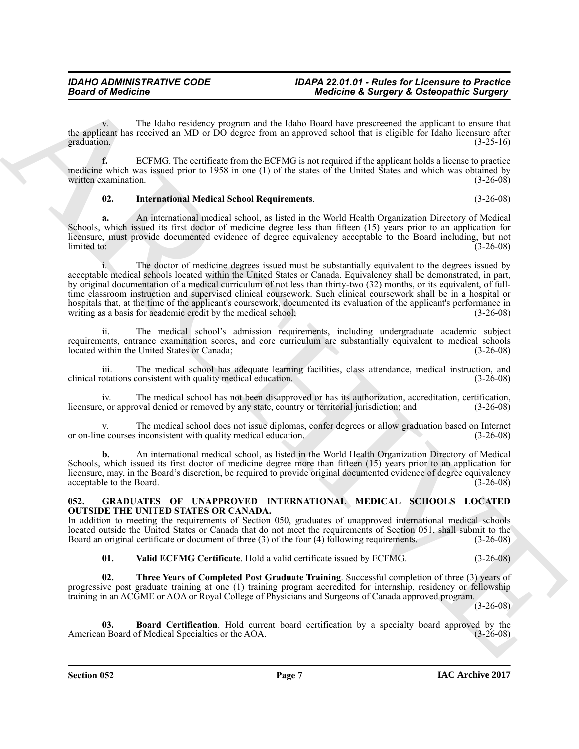v. The Idaho residency program and the Idaho Board have prescreened the applicant to ensure that the applicant has received an MD or DO degree from an approved school that is eligible for Idaho licensure after graduation. (3-25-16)

**f.** ECFMG. The certificate from the ECFMG is not required if the applicant holds a license to practice medicine which was issued prior to 1958 in one (1) of the states of the United States and which was obtained by written examination. (3-26-08)

**02. International Medical School Requirements**. (3-26-08)

**a.** An international medical school, as listed in the World Health Organization Directory of Medical Schools, which issued its first doctor of medicine degree less than fifteen (15) years prior to an application for licensure, must provide documented evidence of degree equivalency acceptable to the Board including, but not limited to: (3-26-08)

i. The doctor of medicine degrees issued must be substantially equivalent to the degrees issued by acceptable medical schools located within the United States or Canada. Equivalency shall be demonstrated, in part, by original documentation of a medical curriculum of not less than thirty-two (32) months, or its equivalent, of full-time classroom instruction and supervised clinical coursework. Such clinical coursework shall be in a hospital or hospitals that, at the time of the applicant's coursework, documented its evaluation of the applicant's performance in writing as a basis for academic credit by the medical school; (3-26-08)

ii. The medical school's admission requirements, including undergraduate academic subject requirements, entrance examination scores, and core curriculum are substantially equivalent to medical schools located within the United States or Canada; (3-26-08)

iii. The medical school has adequate learning facilities, class attendance, medical instruction, and clinical rotations consistent with quality medical education. (3-26-08)

iv. The medical school has not been disapproved or has its authorization, accreditation, certification, licensure, or approval denied or removed by any state, country or territorial jurisdiction; and (3-26-08)

v. The medical school does not issue diplomas, confer degrees or allow graduation based on Internet or on-line courses inconsistent with quality medical education. (3-26-08)

**b.** An international medical school, as listed in the World Health Organization Directory of Medical Schools, which issued its first doctor of medicine degree more than fifteen (15) years prior to an application for licensure, may, in the Board's discretion, be required to provide original documented evidence of degree equivalency acceptable to the Board. (3-26-08)

### 052. GRADUATES OF UNAPPROVED INTERNATIONAL MEDICAL SCHOOLS LOCATED OUTSIDE THE UNITED STATES OR CANADA.

In addition to meeting the requirements of Section 050, graduates of unapproved international medical schools located outside the United States or Canada that do not meet the requirements of Section 051, shall submit to the Board an original certificate or document of three (3) of the four (4) following requirements. (3-26-08)

**01. Valid ECFMG Certificate**. Hold a valid certificate issued by ECFMG. (3-26-08)

**02. Three Years of Completed Post Graduate Training**. Successful completion of three (3) years of progressive post graduate training at one (1) training program accredited for internship, residency or fellowship training in an ACGME or AOA or Royal College of Physicians and Surgeons of Canada approved program. (3-26-08)

**03. Board Certification**. Hold current board certification by a specialty board approved by the American Board of Medical Specialties or the AOA. (3-26-08)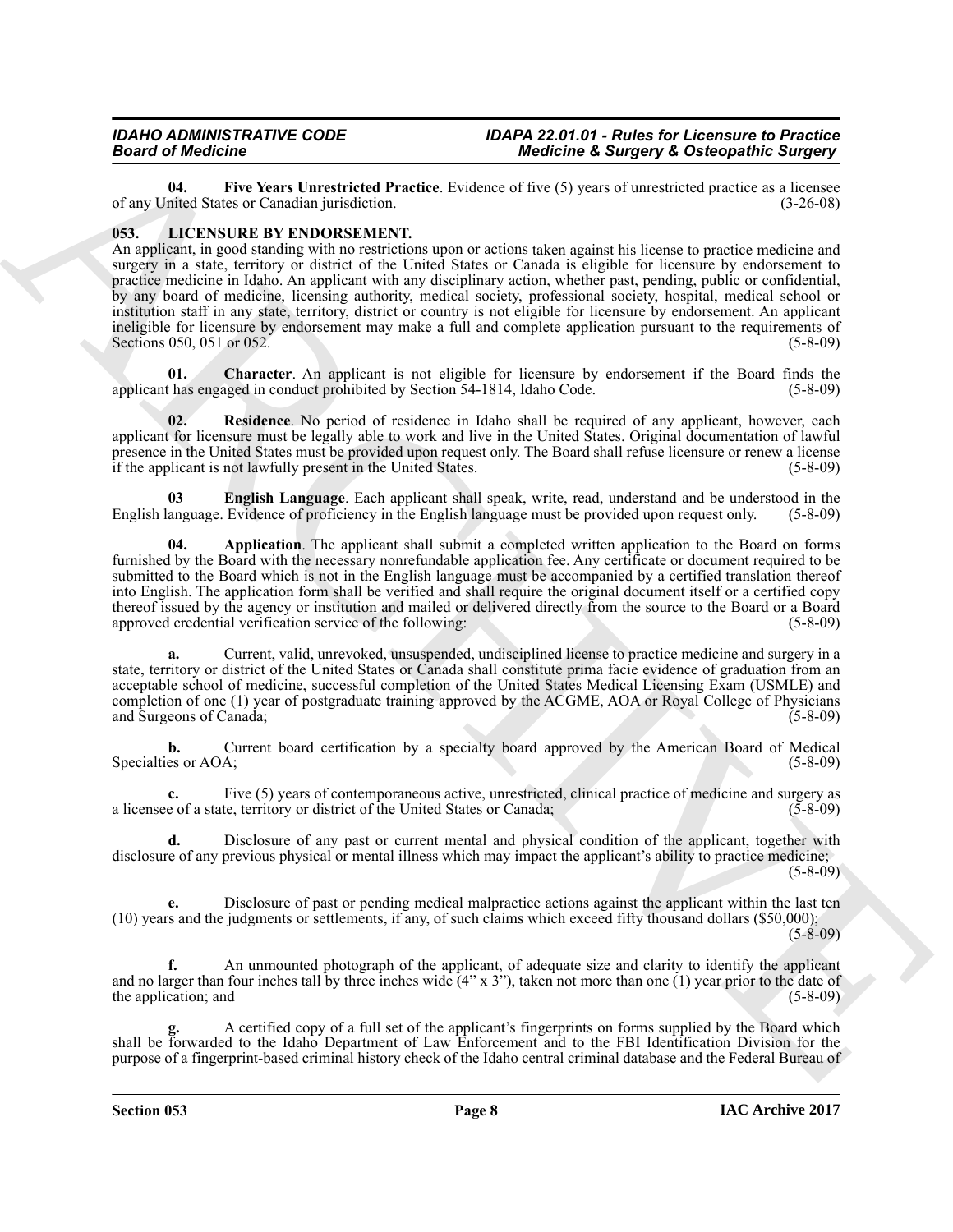**04. Five Years Unrestricted Practice**. Evidence of five (5) years of unrestricted practice as a licensee of any United States or Canadian jurisdiction. (3-26-08)

## 053. LICENSURE BY ENDORSEMENT.

An applicant, in good standing with no restrictions upon or actions taken against his license to practice medicine and surgery in a state, territory or district of the United States or Canada is eligible for licensure by endorsement to practice medicine in Idaho. An applicant with any disciplinary action, whether past, pending, public or confidential, by any board of medicine, licensing authority, medical society, professional society, hospital, medical school or institution staff in any state, territory, district or country is not eligible for licensure by endorsement. An applicant ineligible for licensure by endorsement may make a full and complete application pursuant to the requirements of Sections 050, 051 or 052. (5-8-09)

**01. Character**. An applicant is not eligible for licensure by endorsement if the Board finds the applicant has engaged in conduct prohibited by Section 54-1814, Idaho Code. (5-8-09)

**02. Residence**. No period of residence in Idaho shall be required of any applicant, however, each applicant for licensure must be legally able to work and live in the United States. Original documentation of lawful presence in the United States must be provided upon request only. The Board shall refuse licensure or renew a license if the applicant is not lawfully present in the United States. (5-8-09)

**03 English Language**. Each applicant shall speak, write, read, understand and be understood in the English language. Evidence of proficiency in the English language must be provided upon request only. (5-8-09)

**04. Application**. The applicant shall submit a completed written application to the Board on forms furnished by the Board with the necessary nonrefundable application fee. Any certificate or document required to be submitted to the Board which is not in the English language must be accompanied by a certified translation thereof into English. The application form shall be verified and shall require the original document itself or a certified copy thereof issued by the agency or institution and mailed or delivered directly from the source to the Board or a Board approved credential verification service of the following: (5-8-09)

**a.** Current, valid, unrevoked, unsuspended, undisciplined license to practice medicine and surgery in a state, territory or district of the United States or Canada shall constitute prima facie evidence of graduation from an acceptable school of medicine, successful completion of the United States Medical Licensing Exam (USMLE) and completion of one (1) year of postgraduate training approved by the ACGME, AOA or Royal College of Physicians and Surgeons of Canada; (5-8-09)

**b.** Current board certification by a specialty board approved by the American Board of Medical Specialties or AOA; (5-8-09)

**c.** Five (5) years of contemporaneous active, unrestricted, clinical practice of medicine and surgery as a licensee of a state, territory or district of the United States or Canada; (5-8-09)

**d.** Disclosure of any past or current mental and physical condition of the applicant, together with disclosure of any previous physical or mental illness which may impact the applicant's ability to practice medicine; (5-8-09)

**e.** Disclosure of past or pending medical malpractice actions against the applicant within the last ten (10) years and the judgments or settlements, if any, of such claims which exceed fifty thousand dollars ($50,000); (5-8-09)

**f.** An unmounted photograph of the applicant, of adequate size and clarity to identify the applicant and no larger than four inches tall by three inches wide (4" x 3"), taken not more than one (1) year prior to the date of the application; and (5-8-09)

**g.** A certified copy of a full set of the applicant's fingerprints on forms supplied by the Board which shall be forwarded to the Idaho Department of Law Enforcement and to the FBI Identification Division for the purpose of a fingerprint-based criminal history check of the Idaho central criminal database and the Federal Bureau of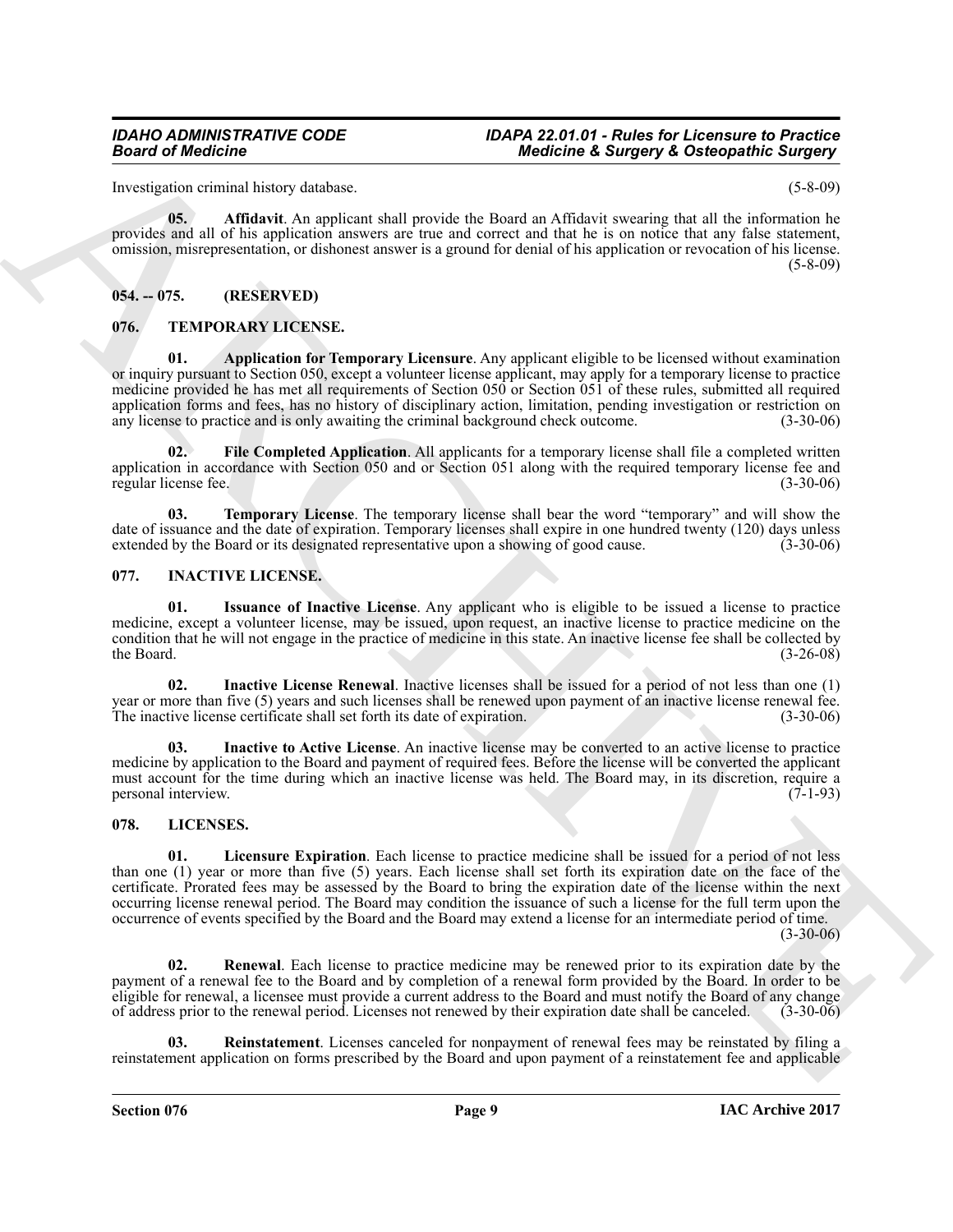Investigation criminal history database. (5-8-09)

**05. Affidavit**. An applicant shall provide the Board an Affidavit swearing that all the information he provides and all of his application answers are true and correct and that he is on notice that any false statement, omission, misrepresentation, or dishonest answer is a ground for denial of his application or revocation of his license. (5-8-09)

## 054. -- 075. (RESERVED)

## 076. TEMPORARY LICENSE.

**01. Application for Temporary Licensure**. Any applicant eligible to be licensed without examination or inquiry pursuant to Section 050, except a volunteer license applicant, may apply for a temporary license to practice medicine provided he has met all requirements of Section 050 or Section 051 of these rules, submitted all required application forms and fees, has no history of disciplinary action, limitation, pending investigation or restriction on any license to practice and is only awaiting the criminal background check outcome. (3-30-06)

**02. File Completed Application**. All applicants for a temporary license shall file a completed written application in accordance with Section 050 and or Section 051 along with the required temporary license fee and regular license fee. (3-30-06)

**03. Temporary License**. The temporary license shall bear the word "temporary" and will show the date of issuance and the date of expiration. Temporary licenses shall expire in one hundred twenty (120) days unless extended by the Board or its designated representative upon a showing of good cause. (3-30-06)

## 077. INACTIVE LICENSE.

**01. Issuance of Inactive License**. Any applicant who is eligible to be issued a license to practice medicine, except a volunteer license, may be issued, upon request, an inactive license to practice medicine on the condition that he will not engage in the practice of medicine in this state. An inactive license fee shall be collected by the Board. (3-26-08)

**02. Inactive License Renewal**. Inactive licenses shall be issued for a period of not less than one (1) year or more than five (5) years and such licenses shall be renewed upon payment of an inactive license renewal fee. The inactive license certificate shall set forth its date of expiration. (3-30-06)

**03. Inactive to Active License**. An inactive license may be converted to an active license to practice medicine by application to the Board and payment of required fees. Before the license will be converted the applicant must account for the time during which an inactive license was held. The Board may, in its discretion, require a personal interview. (7-1-93)

## 078. LICENSES.

**01. Licensure Expiration**. Each license to practice medicine shall be issued for a period of not less than one (1) year or more than five (5) years. Each license shall set forth its expiration date on the face of the certificate. Prorated fees may be assessed by the Board to bring the expiration date of the license within the next occurring license renewal period. The Board may condition the issuance of such a license for the full term upon the occurrence of events specified by the Board and the Board may extend a license for an intermediate period of time. (3-30-06)

**02. Renewal**. Each license to practice medicine may be renewed prior to its expiration date by the payment of a renewal fee to the Board and by completion of a renewal form provided by the Board. In order to be eligible for renewal, a licensee must provide a current address to the Board and must notify the Board of any change of address prior to the renewal period. Licenses not renewed by their expiration date shall be canceled. (3-30-06)

**03. Reinstatement**. Licenses canceled for nonpayment of renewal fees may be reinstated by filing a reinstatement application on forms prescribed by the Board and upon payment of a reinstatement fee and applicable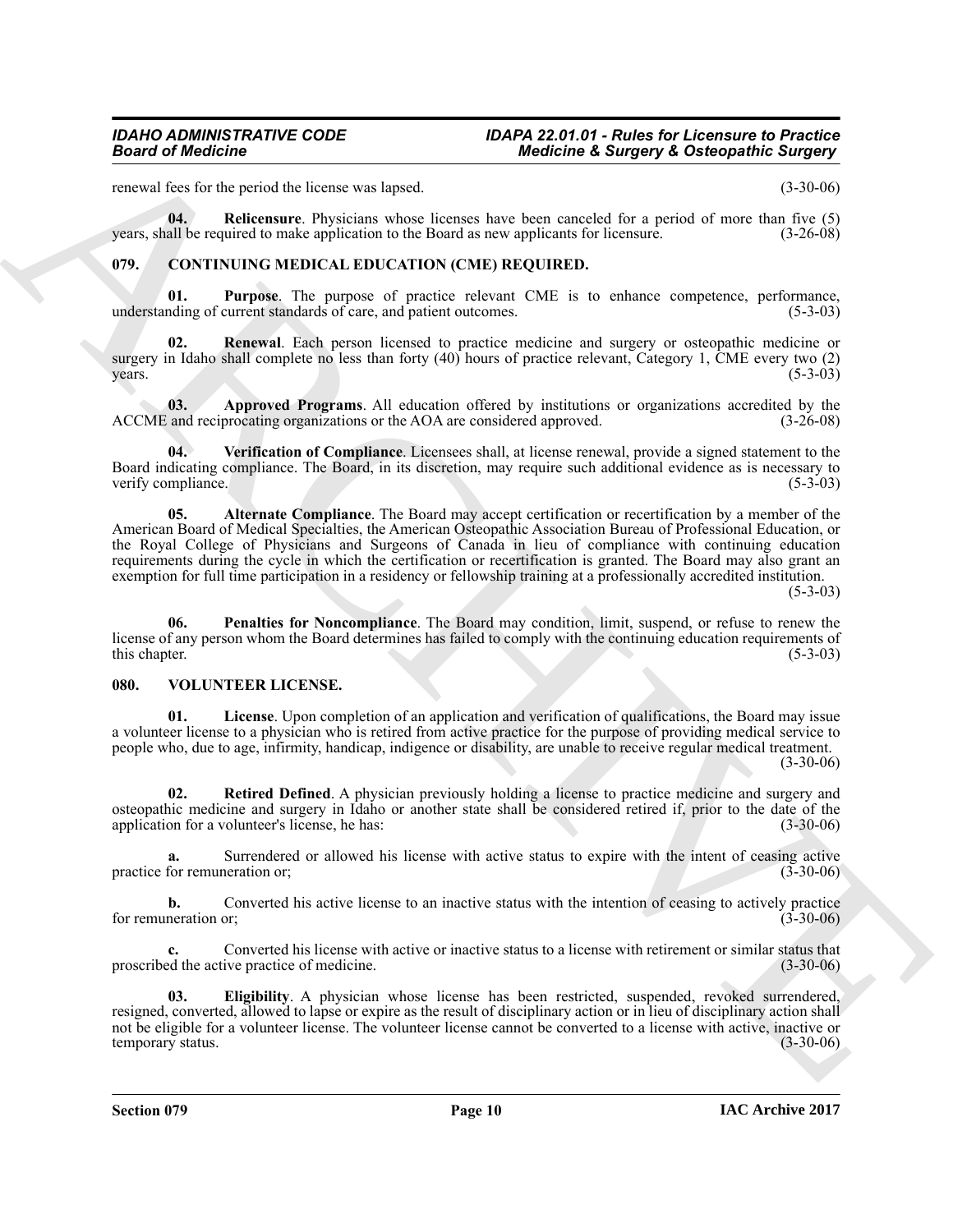renewal fees for the period the license was lapsed. (3-30-06)

**04. Relicensure**. Physicians whose licenses have been canceled for a period of more than five (5) years, shall be required to make application to the Board as new applicants for licensure. (3-26-08)

## 079. CONTINUING MEDICAL EDUCATION (CME) REQUIRED.

**01. Purpose**. The purpose of practice relevant CME is to enhance competence, performance, understanding of current standards of care, and patient outcomes. (5-3-03)

**02. Renewal**. Each person licensed to practice medicine and surgery or osteopathic medicine or surgery in Idaho shall complete no less than forty (40) hours of practice relevant, Category 1, CME every two (2) years. (5-3-03)

**03. Approved Programs**. All education offered by institutions or organizations accredited by the ACCME and reciprocating organizations or the AOA are considered approved. (3-26-08)

**04. Verification of Compliance**. Licensees shall, at license renewal, provide a signed statement to the Board indicating compliance. The Board, in its discretion, may require such additional evidence as is necessary to verify compliance. (5-3-03)

**05. Alternate Compliance**. The Board may accept certification or recertification by a member of the American Board of Medical Specialties, the American Osteopathic Association Bureau of Professional Education, or the Royal College of Physicians and Surgeons of Canada in lieu of compliance with continuing education requirements during the cycle in which the certification or recertification is granted. The Board may also grant an exemption for full time participation in a residency or fellowship training at a professionally accredited institution. (5-3-03)

**06. Penalties for Noncompliance**. The Board may condition, limit, suspend, or refuse to renew the license of any person whom the Board determines has failed to comply with the continuing education requirements of this chapter. (5-3-03)

## 080. VOLUNTEER LICENSE.

**01. License**. Upon completion of an application and verification of qualifications, the Board may issue a volunteer license to a physician who is retired from active practice for the purpose of providing medical service to people who, due to age, infirmity, handicap, indigence or disability, are unable to receive regular medical treatment. (3-30-06)

**02. Retired Defined**. A physician previously holding a license to practice medicine and surgery and osteopathic medicine and surgery in Idaho or another state shall be considered retired if, prior to the date of the application for a volunteer's license, he has: (3-30-06)

**a.** Surrendered or allowed his license with active status to expire with the intent of ceasing active practice for remuneration or; (3-30-06)

**b.** Converted his active license to an inactive status with the intention of ceasing to actively practice for remuneration or; (3-30-06)

**c.** Converted his license with active or inactive status to a license with retirement or similar status that proscribed the active practice of medicine. (3-30-06)

**03. Eligibility**. A physician whose license has been restricted, suspended, revoked surrendered, resigned, converted, allowed to lapse or expire as the result of disciplinary action or in lieu of disciplinary action shall not be eligible for a volunteer license. The volunteer license cannot be converted to a license with active, inactive or temporary status. (3-30-06)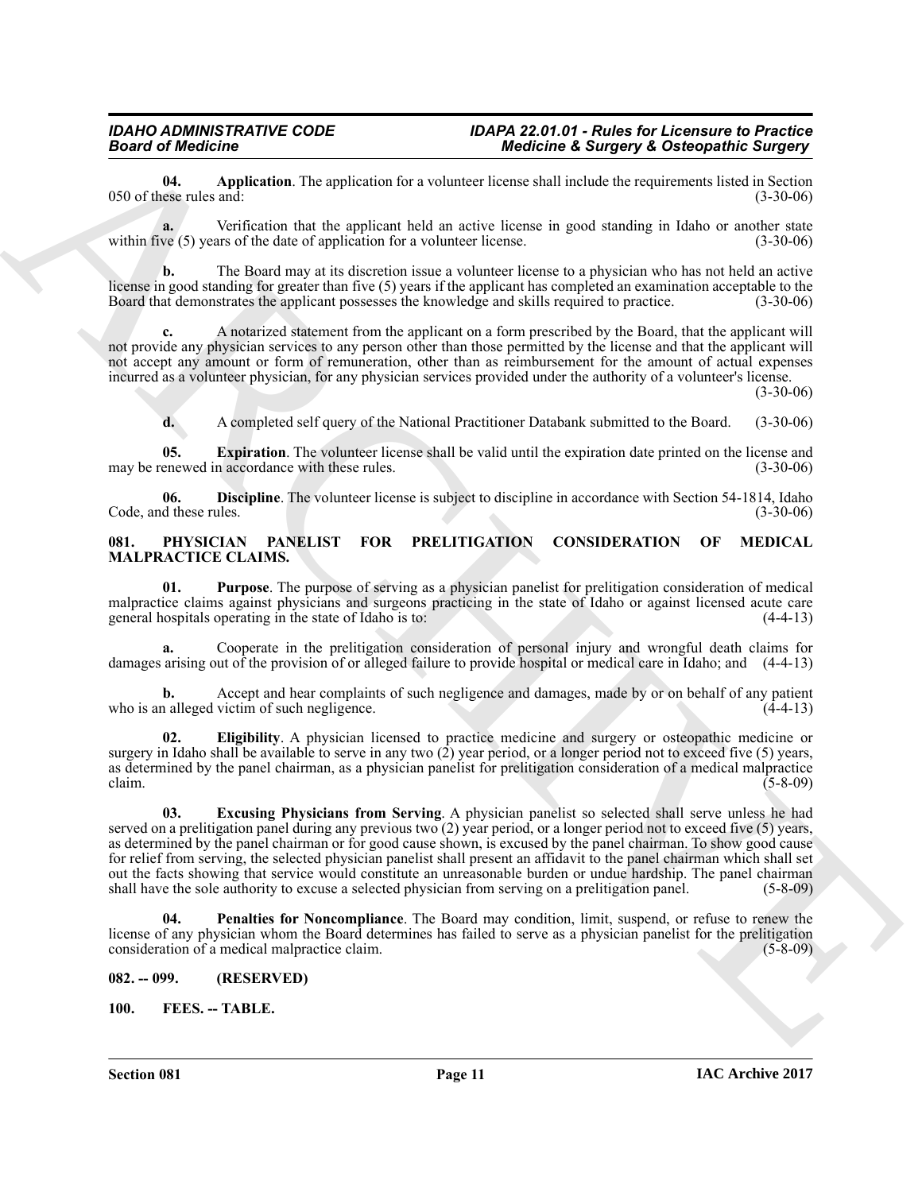**04. Application**. The application for a volunteer license shall include the requirements listed in Section 050 of these rules and: (3-30-06)

**a.** Verification that the applicant held an active license in good standing in Idaho or another state within five (5) years of the date of application for a volunteer license. (3-30-06)

**b.** The Board may at its discretion issue a volunteer license to a physician who has not held an active license in good standing for greater than five (5) years if the applicant has completed an examination acceptable to the Board that demonstrates the applicant possesses the knowledge and skills required to practice. (3-30-06)

**c.** A notarized statement from the applicant on a form prescribed by the Board, that the applicant will not provide any physician services to any person other than those permitted by the license and that the applicant will not accept any amount or form of remuneration, other than as reimbursement for the amount of actual expenses incurred as a volunteer physician, for any physician services provided under the authority of a volunteer's license. (3-30-06)

**d.** A completed self query of the National Practitioner Databank submitted to the Board. (3-30-06)

**05. Expiration**. The volunteer license shall be valid until the expiration date printed on the license and may be renewed in accordance with these rules. (3-30-06)

**06. Discipline**. The volunteer license is subject to discipline in accordance with Section 54-1814, Idaho Code, and these rules. (3-30-06)

## 081. PHYSICIAN PANELIST FOR PRELITIGATION CONSIDERATION OF MEDICAL MALPRACTICE CLAIMS.

**01. Purpose**. The purpose of serving as a physician panelist for prelitigation consideration of medical malpractice claims against physicians and surgeons practicing in the state of Idaho or against licensed acute care general hospitals operating in the state of Idaho is to: (4-4-13)

**a.** Cooperate in the prelitigation consideration of personal injury and wrongful death claims for damages arising out of the provision of or alleged failure to provide hospital or medical care in Idaho; and (4-4-13)

**b.** Accept and hear complaints of such negligence and damages, made by or on behalf of any patient who is an alleged victim of such negligence. (4-4-13)

**02. Eligibility**. A physician licensed to practice medicine and surgery or osteopathic medicine or surgery in Idaho shall be available to serve in any two (2) year period, or a longer period not to exceed five (5) years, as determined by the panel chairman, as a physician panelist for prelitigation consideration of a medical malpractice claim. (5-8-09)

**03. Excusing Physicians from Serving**. A physician panelist so selected shall serve unless he had served on a prelitigation panel during any previous two (2) year period, or a longer period not to exceed five (5) years, as determined by the panel chairman or for good cause shown, is excused by the panel chairman. To show good cause for relief from serving, the selected physician panelist shall present an affidavit to the panel chairman which shall set out the facts showing that service would constitute an unreasonable burden or undue hardship. The panel chairman shall have the sole authority to excuse a selected physician from serving on a prelitigation panel. (5-8-09)

**04. Penalties for Noncompliance**. The Board may condition, limit, suspend, or refuse to renew the license of any physician whom the Board determines has failed to serve as a physician panelist for the prelitigation consideration of a medical malpractice claim. (5-8-09)

## 082. -- 099. (RESERVED)

## 100. FEES. -- TABLE.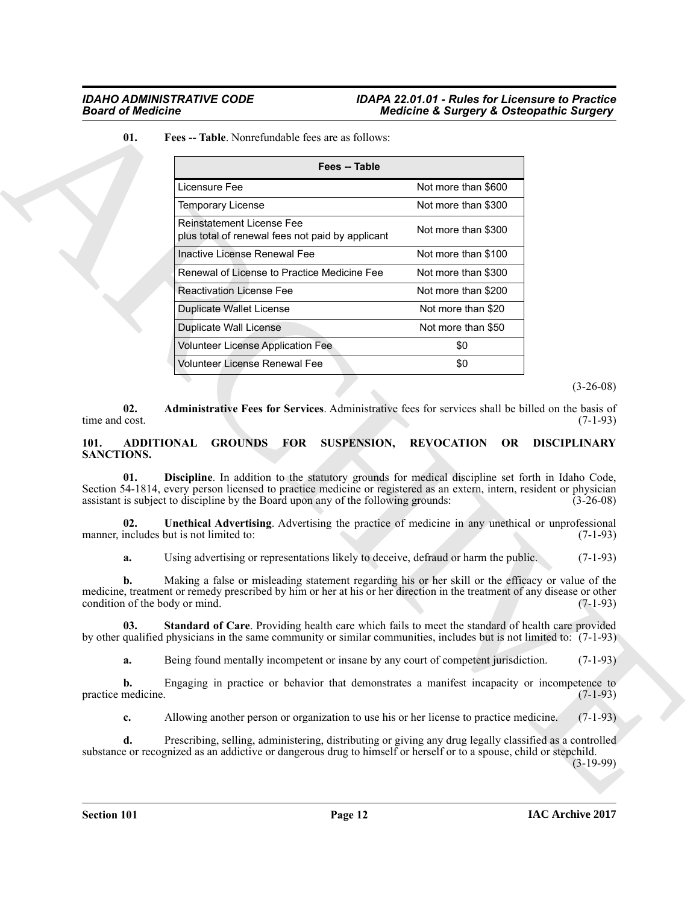**01. Fees -- Table**. Nonrefundable fees are as follows:

| Fees -- Table | |
|---|---|
| Licensure Fee | Not more than $600 |
| Temporary License | Not more than $300 |
| Reinstatement License Fee plus total of renewal fees not paid by applicant | Not more than $300 |
| Inactive License Renewal Fee | Not more than $100 |
| Renewal of License to Practice Medicine Fee | Not more than $300 |
| Reactivation License Fee | Not more than $200 |
| Duplicate Wallet License | Not more than $20 |
| Duplicate Wall License | Not more than $50 |
| Volunteer License Application Fee | $0 |
| Volunteer License Renewal Fee | $0 |

(3-26-08)

**02. Administrative Fees for Services**. Administrative fees for services shall be billed on the basis of time and cost. (7-1-93)

### 101. ADDITIONAL GROUNDS FOR SUSPENSION, REVOCATION OR DISCIPLINARY SANCTIONS.

**01. Discipline**. In addition to the statutory grounds for medical discipline set forth in Idaho Code, Section 54-1814, every person licensed to practice medicine or registered as an extern, intern, resident or physician assistant is subject to discipline by the Board upon any of the following grounds: (3-26-08)

**02. Unethical Advertising**. Advertising the practice of medicine in any unethical or unprofessional manner, includes but is not limited to: (7-1-93)

**a.** Using advertising or representations likely to deceive, defraud or harm the public. (7-1-93)

**b.** Making a false or misleading statement regarding his or her skill or the efficacy or value of the medicine, treatment or remedy prescribed by him or her at his or her direction in the treatment of any disease or other condition of the body or mind. (7-1-93)

**03. Standard of Care**. Providing health care which fails to meet the standard of health care provided by other qualified physicians in the same community or similar communities, includes but is not limited to: (7-1-93)

**a.** Being found mentally incompetent or insane by any court of competent jurisdiction. (7-1-93)

**b.** Engaging in practice or behavior that demonstrates a manifest incapacity or incompetence to practice medicine. (7-1-93)

**c.** Allowing another person or organization to use his or her license to practice medicine. (7-1-93)

**d.** Prescribing, selling, administering, distributing or giving any drug legally classified as a controlled substance or recognized as an addictive or dangerous drug to himself or herself or to a spouse, child or stepchild. (3-19-99)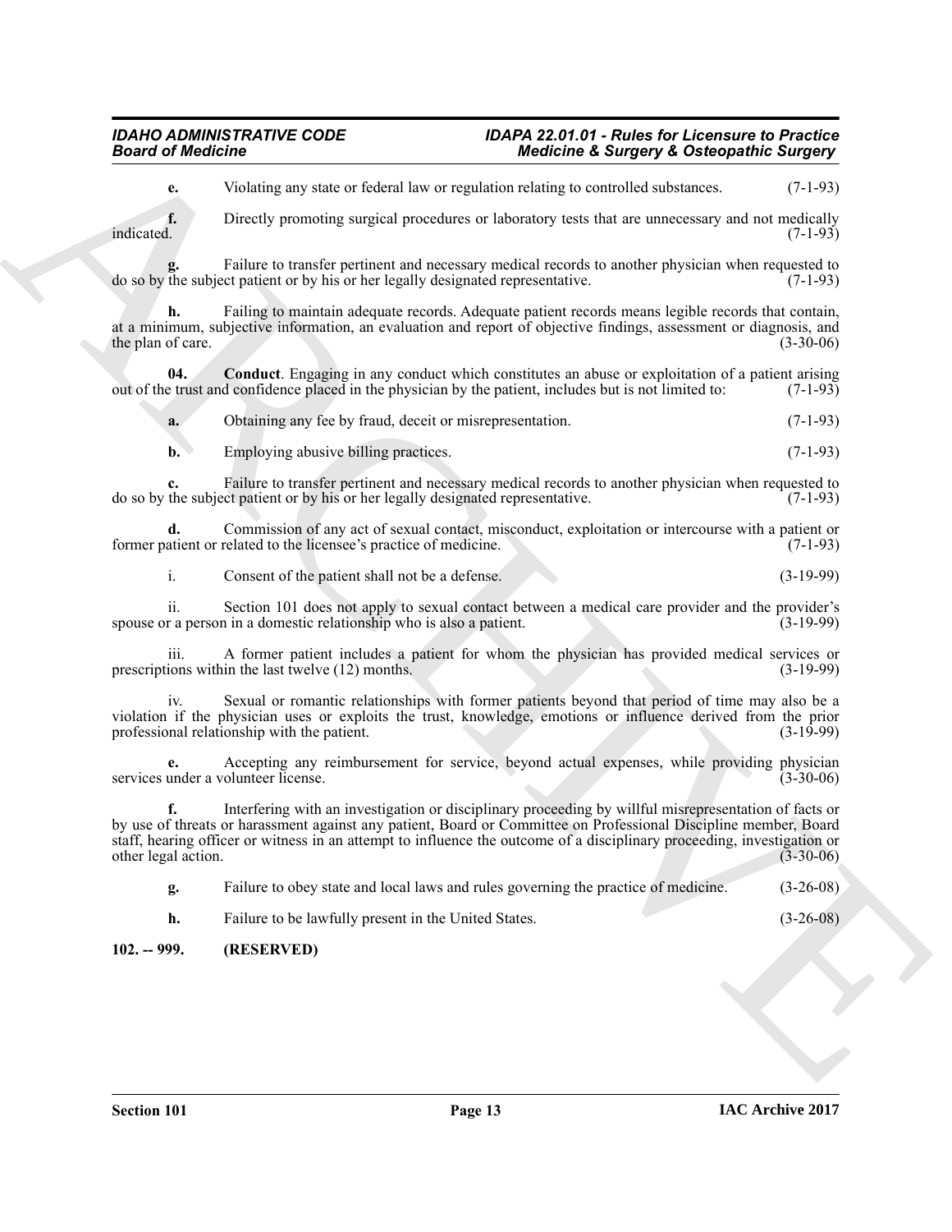**e.** Violating any state or federal law or regulation relating to controlled substances. (7-1-93)

**f.** Directly promoting surgical procedures or laboratory tests that are unnecessary and not medically indicated. (7-1-93)

**g.** Failure to transfer pertinent and necessary medical records to another physician when requested to do so by the subject patient or by his or her legally designated representative. (7-1-93)

**h.** Failing to maintain adequate records. Adequate patient records means legible records that contain, at a minimum, subjective information, an evaluation and report of objective findings, assessment or diagnosis, and the plan of care. (3-30-06)

**04. Conduct**. Engaging in any conduct which constitutes an abuse or exploitation of a patient arising out of the trust and confidence placed in the physician by the patient, includes but is not limited to: (7-1-93)

**a.** Obtaining any fee by fraud, deceit or misrepresentation. (7-1-93)

**b.** Employing abusive billing practices. (7-1-93)

**c.** Failure to transfer pertinent and necessary medical records to another physician when requested to do so by the subject patient or by his or her legally designated representative. (7-1-93)

**d.** Commission of any act of sexual contact, misconduct, exploitation or intercourse with a patient or former patient or related to the licensee's practice of medicine. (7-1-93)

i. Consent of the patient shall not be a defense. (3-19-99)

ii. Section 101 does not apply to sexual contact between a medical care provider and the provider's spouse or a person in a domestic relationship who is also a patient. (3-19-99)

iii. A former patient includes a patient for whom the physician has provided medical services or prescriptions within the last twelve (12) months. (3-19-99)

iv. Sexual or romantic relationships with former patients beyond that period of time may also be a violation if the physician uses or exploits the trust, knowledge, emotions or influence derived from the prior professional relationship with the patient. (3-19-99)

**e.** Accepting any reimbursement for service, beyond actual expenses, while providing physician services under a volunteer license. (3-30-06)

**f.** Interfering with an investigation or disciplinary proceeding by willful misrepresentation of facts or by use of threats or harassment against any patient, Board or Committee on Professional Discipline member, Board staff, hearing officer or witness in an attempt to influence the outcome of a disciplinary proceeding, investigation or other legal action. (3-30-06)

**g.** Failure to obey state and local laws and rules governing the practice of medicine. (3-26-08)

**h.** Failure to be lawfully present in the United States. (3-26-08)

## 102. -- 999. (RESERVED)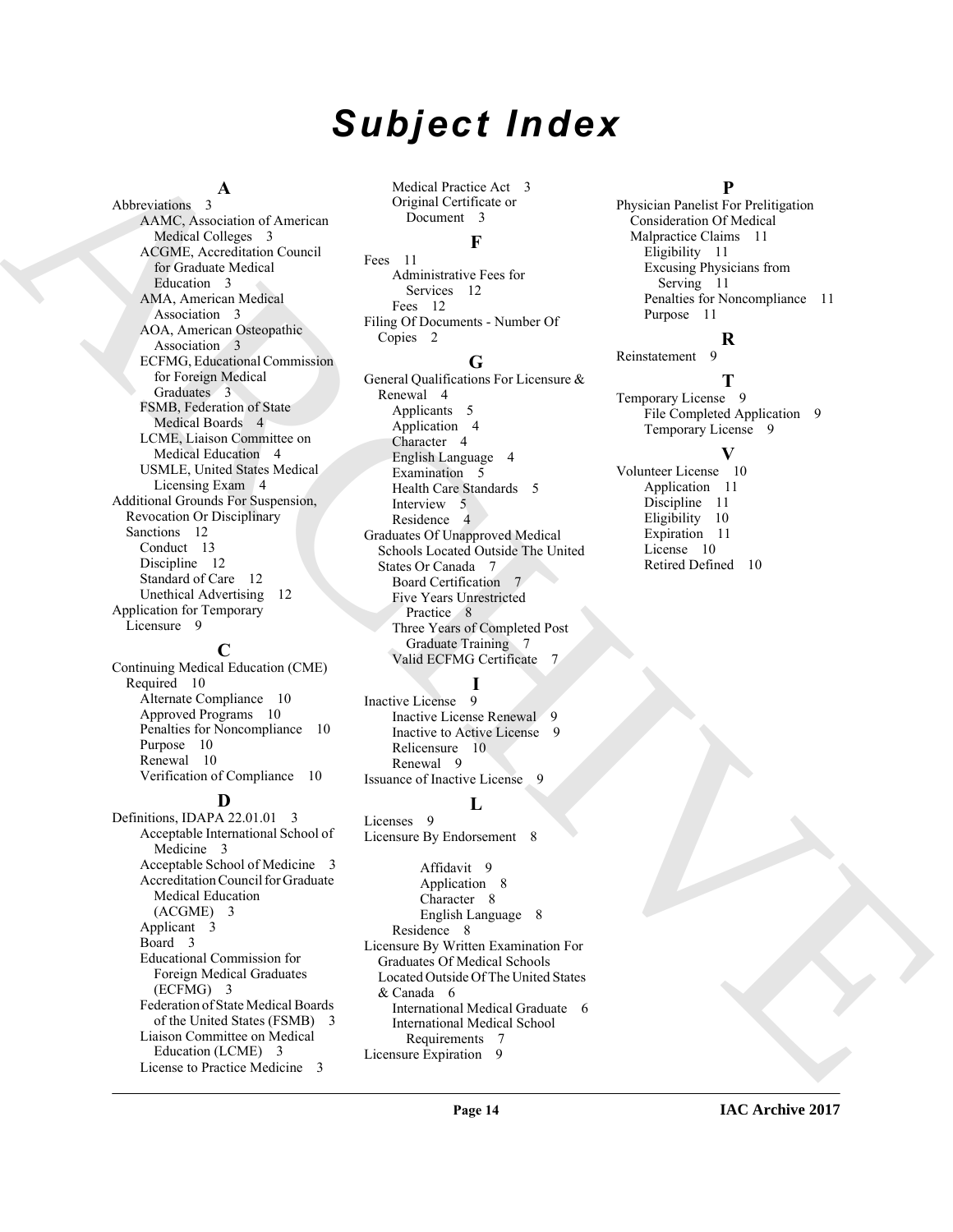# Subject Index

**A**

Abbreviations 3
- AAMC, Association of American Medical Colleges 3
- ACGME, Accreditation Council for Graduate Medical Education 3
- AMA, American Medical Association 3
- AOA, American Osteopathic Association 3
- ECFMG, Educational Commission for Foreign Medical Graduates 3
- FSMB, Federation of State Medical Boards 4
- LCME, Liaison Committee on Medical Education 4
- USMLE, United States Medical Licensing Exam 4

Additional Grounds For Suspension, Revocation Or Disciplinary Sanctions 12
- Conduct 13
- Discipline 12
- Standard of Care 12
- Unethical Advertising 12

Application for Temporary Licensure 9

**C**

Continuing Medical Education (CME) Required 10
- Alternate Compliance 10
- Approved Programs 10
- Penalties for Noncompliance 10
- Purpose 10
- Renewal 10
- Verification of Compliance 10

**D**

Definitions, IDAPA 22.01.01 3
- Acceptable International School of Medicine 3
- Acceptable School of Medicine 3
- Accreditation Council for Graduate Medical Education (ACGME) 3
- Applicant 3
- Board 3
- Educational Commission for Foreign Medical Graduates (ECFMG) 3
- Federation of State Medical Boards of the United States (FSMB) 3
- Liaison Committee on Medical Education (LCME) 3
- License to Practice Medicine 3
- Medical Practice Act 3
- Original Certificate or Document 3

**F**

Fees 11
- Administrative Fees for Services 12
- Fees 12

Filing Of Documents - Number Of Copies 2

**G**

General Qualifications For Licensure & Renewal 4
- Applicants 5
- Application 4
- Character 4
- English Language 4
- Examination 5
- Health Care Standards 5
- Interview 5
- Residence 4

Graduates Of Unapproved Medical Schools Located Outside The United States Or Canada 7
- Board Certification 7
- Five Years Unrestricted Practice 8
- Three Years of Completed Post Graduate Training 7
- Valid ECFMG Certificate 7

**I**

Inactive License 9
- Inactive License Renewal 9
- Inactive to Active License 9
- Relicensure 10
- Renewal 9

Issuance of Inactive License 9

**L**

Licenses 9

Licensure By Endorsement 8
- Affidavit 9
- Application 8
- Character 8
- English Language 8
- Residence 8

Licensure By Written Examination For Graduates Of Medical Schools Located Outside Of The United States & Canada 6
- International Medical Graduate 6
- International Medical School Requirements 7

Licensure Expiration 9

**P**

Physician Panelist For Prelitigation Consideration Of Medical Malpractice Claims 11
- Eligibility 11
- Excusing Physicians from Serving 11
- Penalties for Noncompliance 11
- Purpose 11

**R**

Reinstatement 9

**T**

Temporary License 9
- File Completed Application 9
- Temporary License 9

**V**

Volunteer License 10
- Application 11
- Discipline 11
- Eligibility 10
- Expiration 11
- License 10
- Retired Defined 10